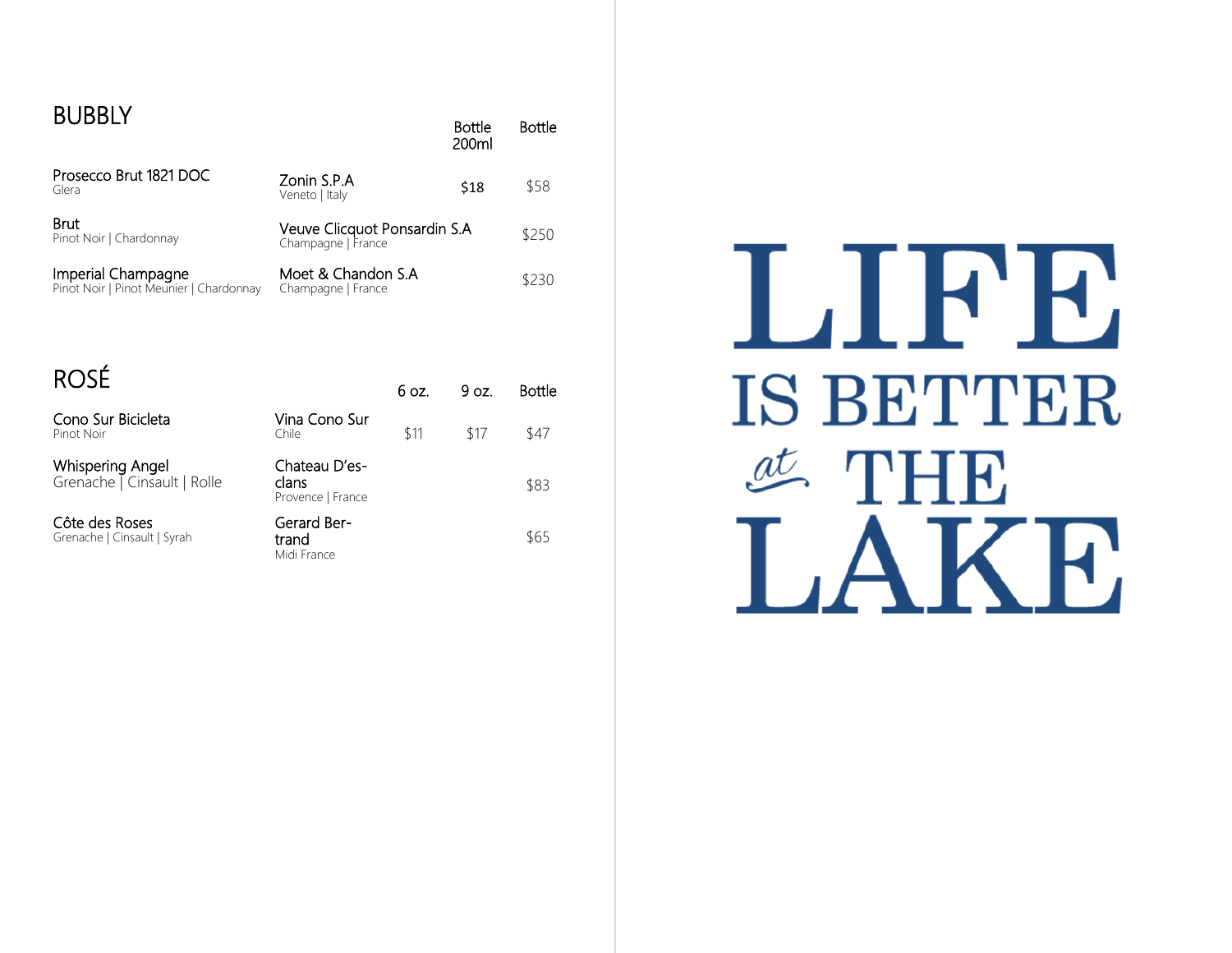## BUBBLY

| | | Bottle 200ml | Bottle |
|---|---|---|---|
| Prosecco Brut 1821 DOC<br>Glera | Zonin S.P.A<br>Veneto \| Italy | $18 | $58 |
| Brut<br>Pinot Noir \| Chardonnay | Veuve Clicquot Ponsardin S.A<br>Champagne \| France | | $250 |
| Imperial Champagne<br>Pinot Noir \| Pinot Meunier \| Chardonnay | Moet & Chandon S.A<br>Champagne \| France | | $230 |

## ROSÉ

| | | 6 oz. | 9 oz. | Bottle |
|---|---|---|---|---|
| Cono Sur Bicicleta<br>Pinot Noir | Vina Cono Sur<br>Chile | $11 | $17 | $47 |
| Whispering Angel<br>Grenache \| Cinsault \| Rolle | Chateau D'esclans<br>Provence \| France | | | $83 |
| Côte des Roses<br>Grenache \| Cinsault \| Syrah | Gerard Bertrand<br>Midi France | | | $65 |

# LIFE IS BETTER *at* THE LAKE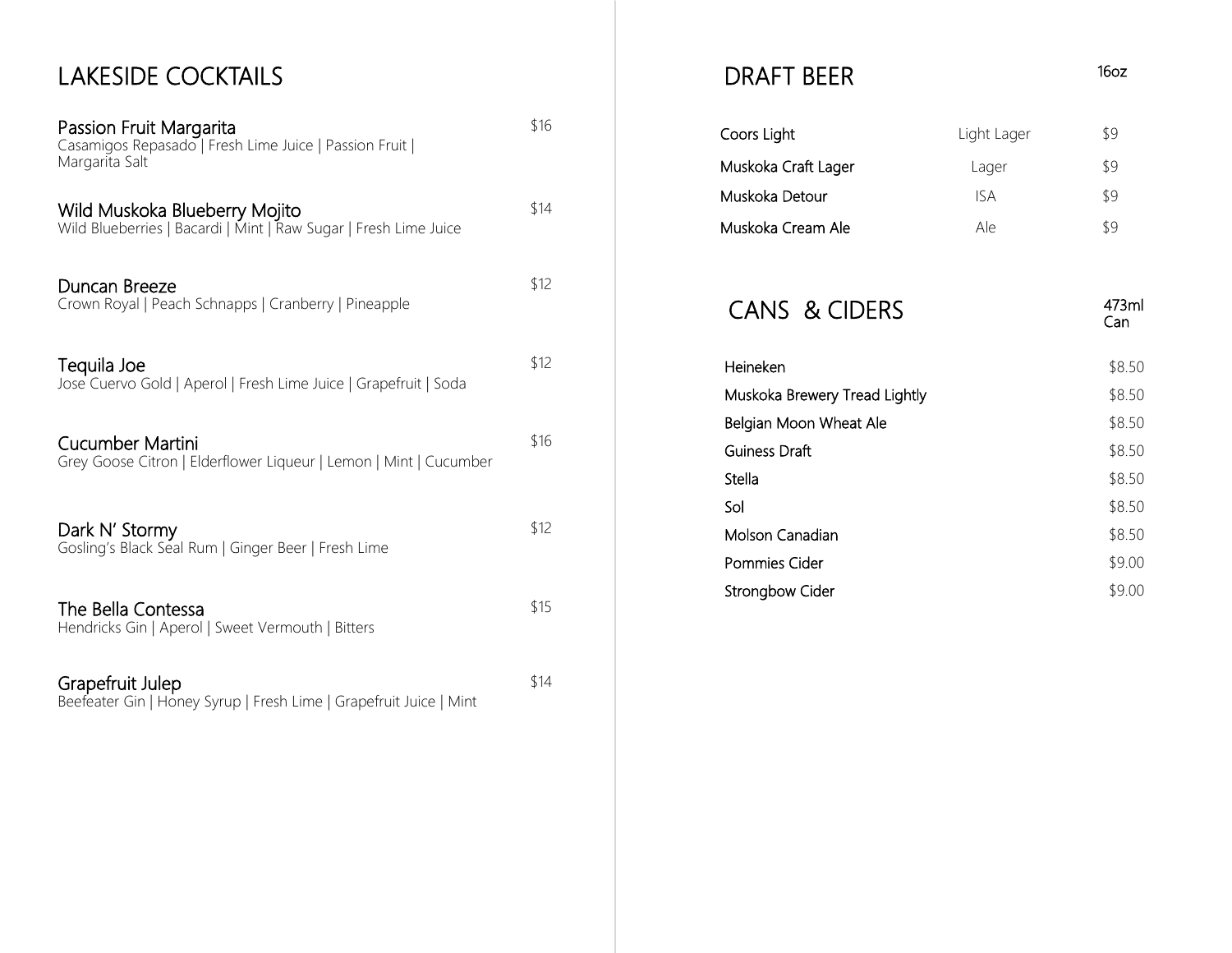## LAKESIDE COCKTAILS

**Passion Fruit Margarita** — $16
Casamigos Repasado | Fresh Lime Juice | Passion Fruit | Margarita Salt

**Wild Muskoka Blueberry Mojito** — $14
Wild Blueberries | Bacardi | Mint | Raw Sugar | Fresh Lime Juice

**Duncan Breeze** — $12
Crown Royal | Peach Schnapps | Cranberry | Pineapple

**Tequila Joe** — $12
Jose Cuervo Gold | Aperol | Fresh Lime Juice | Grapefruit | Soda

**Cucumber Martini** — $16
Grey Goose Citron | Elderflower Liqueur | Lemon | Mint | Cucumber

**Dark N' Stormy** — $12
Gosling's Black Seal Rum | Ginger Beer | Fresh Lime

**The Bella Contessa** — $15
Hendricks Gin | Aperol | Sweet Vermouth | Bitters

**Grapefruit Julep** — $14
Beefeater Gin | Honey Syrup | Fresh Lime | Grapefruit Juice | Mint

## DRAFT BEER

| | | 16oz |
|---|---|---|
| Coors Light | Light Lager | $9 |
| Muskoka Craft Lager | Lager | $9 |
| Muskoka Detour | ISA | $9 |
| Muskoka Cream Ale | Ale | $9 |

## CANS & CIDERS

| | 473ml Can |
|---|---|
| Heineken | $8.50 |
| Muskoka Brewery Tread Lightly | $8.50 |
| Belgian Moon Wheat Ale | $8.50 |
| Guiness Draft | $8.50 |
| Stella | $8.50 |
| Sol | $8.50 |
| Molson Canadian | $8.50 |
| Pommies Cider | $9.00 |
| Strongbow Cider | $9.00 |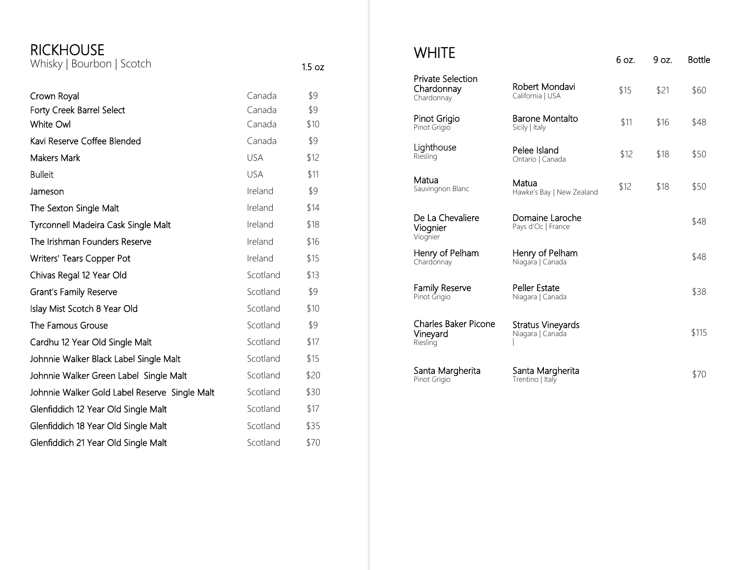# RICKHOUSE

Whisky | Bourbon | Scotch

| | | 1.5 oz |
|---|---|---|
| Crown Royal | Canada | $9 |
| Forty Creek Barrel Select | Canada | $9 |
| White Owl | Canada | $10 |
| Kavi Reserve Coffee Blended | Canada | $9 |
| Makers Mark | USA | $12 |
| Bulleit | USA | $11 |
| Jameson | Ireland | $9 |
| The Sexton Single Malt | Ireland | $14 |
| Tyrconnell Madeira Cask Single Malt | Ireland | $18 |
| The Irishman Founders Reserve | Ireland | $16 |
| Writers' Tears Copper Pot | Ireland | $15 |
| Chivas Regal 12 Year Old | Scotland | $13 |
| Grant's Family Reserve | Scotland | $9 |
| Islay Mist Scotch 8 Year Old | Scotland | $10 |
| The Famous Grouse | Scotland | $9 |
| Cardhu 12 Year Old Single Malt | Scotland | $17 |
| Johnnie Walker Black Label Single Malt | Scotland | $15 |
| Johnnie Walker Green Label Single Malt | Scotland | $20 |
| Johnnie Walker Gold Label Reserve Single Malt | Scotland | $30 |
| Glenfiddich 12 Year Old Single Malt | Scotland | $17 |
| Glenfiddich 18 Year Old Single Malt | Scotland | $35 |
| Glenfiddich 21 Year Old Single Malt | Scotland | $70 |

# WHITE

| | | 6 oz. | 9 oz. | Bottle |
|---|---|---|---|---|
| Private Selection Chardonnay<br>Chardonnay | Robert Mondavi<br>California \| USA | $15 | $21 | $60 |
| Pinot Grigio<br>Pinot Grigio | Barone Montalto<br>Sicily \| Italy | $11 | $16 | $48 |
| Lighthouse<br>Riesling | Pelee Island<br>Ontario \| Canada | $12 | $18 | $50 |
| Matua<br>Sauvingnon Blanc | Matua<br>Hawke's Bay \| New Zealand | $12 | $18 | $50 |
| De La Chevaliere Viognier<br>Viognier | Domaine Laroche<br>Pays d'Oc \| France | | | $48 |
| Henry of Pelham<br>Chardonnay | Henry of Pelham<br>Niagara \| Canada | | | $48 |
| Family Reserve<br>Pinot Grigio | Peller Estate<br>Niagara \| Canada | | | $38 |
| Charles Baker Picone Vineyard<br>Riesling | Stratus Vineyards<br>Niagara \| Canada<br>\| | | | $115 |
| Santa Margherita<br>Pinot Grigio | Santa Margherita<br>Trentino \| Italy | | | $70 |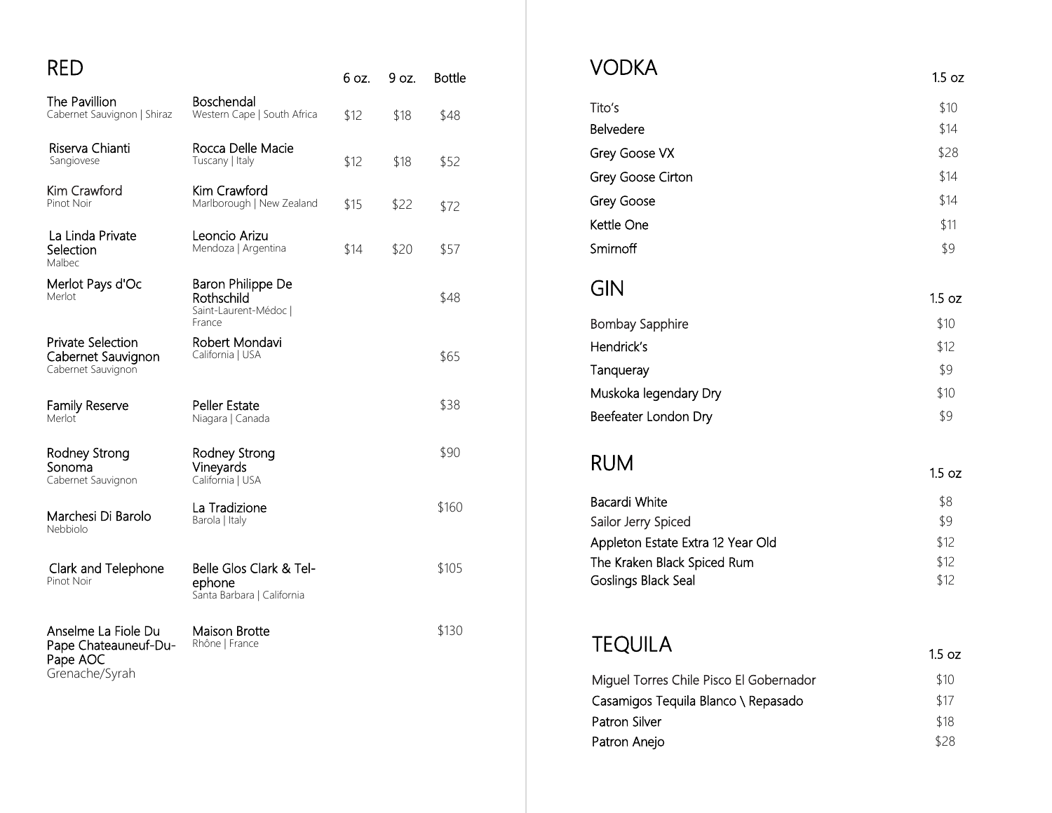## RED

| | | 6 oz. | 9 oz. | Bottle |
|---|---|---|---|---|
| The Pavillion<br>Cabernet Sauvignon \| Shiraz | Boschendal<br>Western Cape \| South Africa | $12 | $18 | $48 |
| Riserva Chianti<br>Sangiovese | Rocca Delle Macie<br>Tuscany \| Italy | $12 | $18 | $52 |
| Kim Crawford<br>Pinot Noir | Kim Crawford<br>Marlborough \| New Zealand | $15 | $22 | $72 |
| La Linda Private Selection<br>Malbec | Leoncio Arizu<br>Mendoza \| Argentina | $14 | $20 | $57 |
| Merlot Pays d'Oc<br>Merlot | Baron Philippe De Rothschild<br>Saint-Laurent-Médoc \| France | | | $48 |
| Private Selection Cabernet Sauvignon<br>Cabernet Sauvignon | Robert Mondavi<br>California \| USA | | | $65 |
| Family Reserve<br>Merlot | Peller Estate<br>Niagara \| Canada | | | $38 |
| Rodney Strong Sonoma<br>Cabernet Sauvignon | Rodney Strong Vineyards<br>California \| USA | | | $90 |
| Marchesi Di Barolo<br>Nebbiolo | La Tradizione<br>Barola \| Italy | | | $160 |
| Clark and Telephone<br>Pinot Noir | Belle Glos Clark & Telephone<br>Santa Barbara \| California | | | $105 |
| Anselme La Fiole Du Pape Chateauneuf-Du-Pape AOC<br>Grenache/Syrah | Maison Brotte<br>Rhône \| France | | | $130 |

## VODKA

| | 1.5 oz |
|---|---|
| Tito's | $10 |
| Belvedere | $14 |
| Grey Goose VX | $28 |
| Grey Goose Cirton | $14 |
| Grey Goose | $14 |
| Kettle One | $11 |
| Smirnoff | $9 |

## GIN

| | 1.5 oz |
|---|---|
| Bombay Sapphire | $10 |
| Hendrick's | $12 |
| Tanqueray | $9 |
| Muskoka legendary Dry | $10 |
| Beefeater London Dry | $9 |

## RUM

| | 1.5 oz |
|---|---|
| Bacardi White | $8 |
| Sailor Jerry Spiced | $9 |
| Appleton Estate Extra 12 Year Old | $12 |
| The Kraken Black Spiced Rum | $12 |
| Goslings Black Seal | $12 |

## TEQUILA

| | 1.5 oz |
|---|---|
| Miguel Torres Chile Pisco El Gobernador | $10 |
| Casamigos Tequila Blanco \ Repasado | $17 |
| Patron Silver | $18 |
| Patron Anejo | $28 |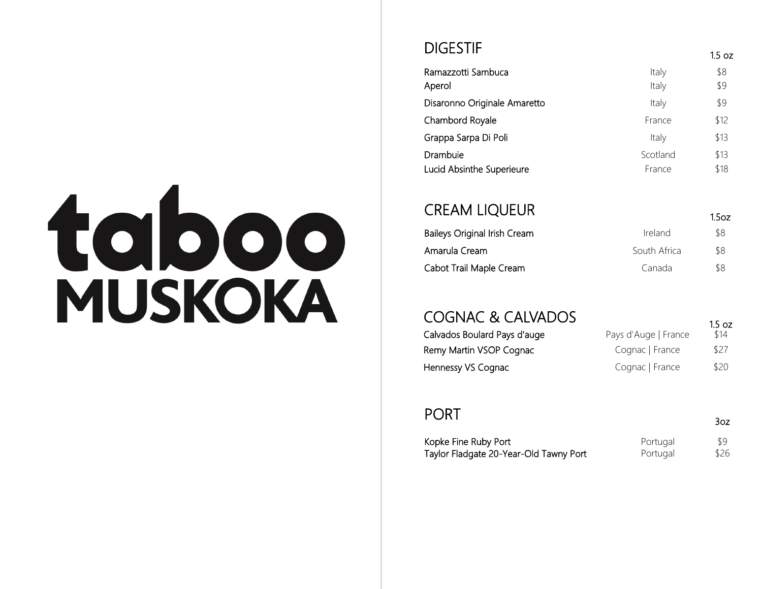# taboo MUSKOKA

## DIGESTIF

| | | 1.5 oz |
|---|---|---|
| Ramazzotti Sambuca | Italy | $8 |
| Aperol | Italy | $9 |
| Disaronno Originale Amaretto | Italy | $9 |
| Chambord Royale | France | $12 |
| Grappa Sarpa Di Poli | Italy | $13 |
| Drambuie | Scotland | $13 |
| Lucid Absinthe Superieure | France | $18 |

## CREAM LIQUEUR

| | | 1.5oz |
|---|---|---|
| Baileys Original Irish Cream | Ireland | $8 |
| Amarula Cream | South Africa | $8 |
| Cabot Trail Maple Cream | Canada | $8 |

## COGNAC & CALVADOS

| | | 1.5 oz |
|---|---|---|
| Calvados Boulard Pays d'auge | Pays d'Auge \| France | $14 |
| Remy Martin VSOP Cognac | Cognac \| France | $27 |
| Hennessy VS Cognac | Cognac \| France | $20 |

## PORT

| | | 3oz |
|---|---|---|
| Kopke Fine Ruby Port | Portugal | $9 |
| Taylor Fladgate 20-Year-Old Tawny Port | Portugal | $26 |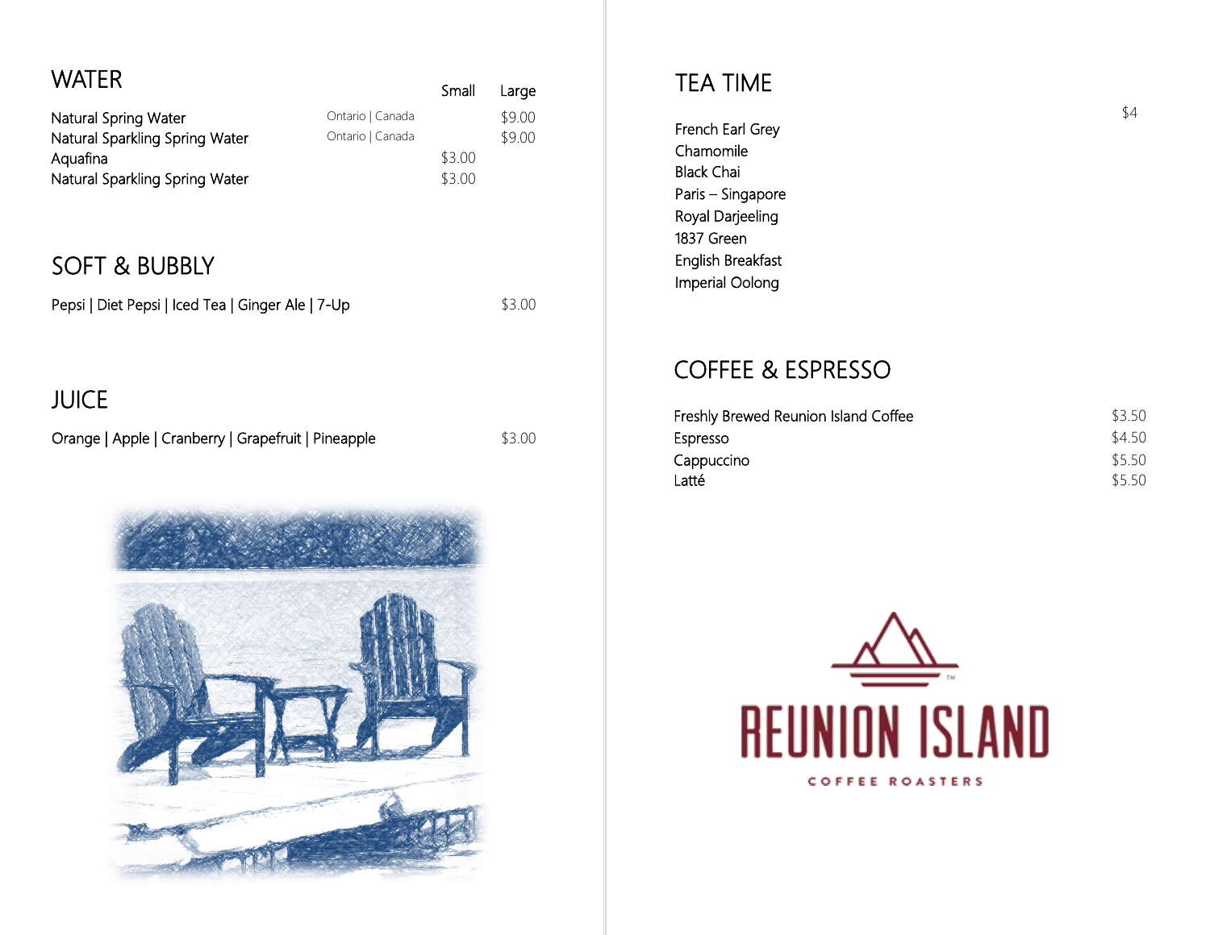## WATER

| | | Small | Large |
|---|---|---|---|
| Natural Spring Water | Ontario \| Canada | | $9.00 |
| Natural Sparkling Spring Water | Ontario \| Canada | | $9.00 |
| Aquafina | | $3.00 | |
| Natural Sparkling Spring Water | | $3.00 | |

## SOFT & BUBBLY

Pepsi | Diet Pepsi | Iced Tea | Ginger Ale | 7-Up — $3.00

## JUICE

Orange | Apple | Cranberry | Grapefruit | Pineapple — $3.00

## TEA TIME

$4

French Earl Grey
Chamomile
Black Chai
Paris – Singapore
Royal Darjeeling
1837 Green
English Breakfast
Imperial Oolong

## COFFEE & ESPRESSO

| | |
|---|---|
| Freshly Brewed Reunion Island Coffee | $3.50 |
| Espresso | $4.50 |
| Cappuccino | $5.50 |
| Latté | $5.50 |

REUNION ISLAND™
COFFEE ROASTERS